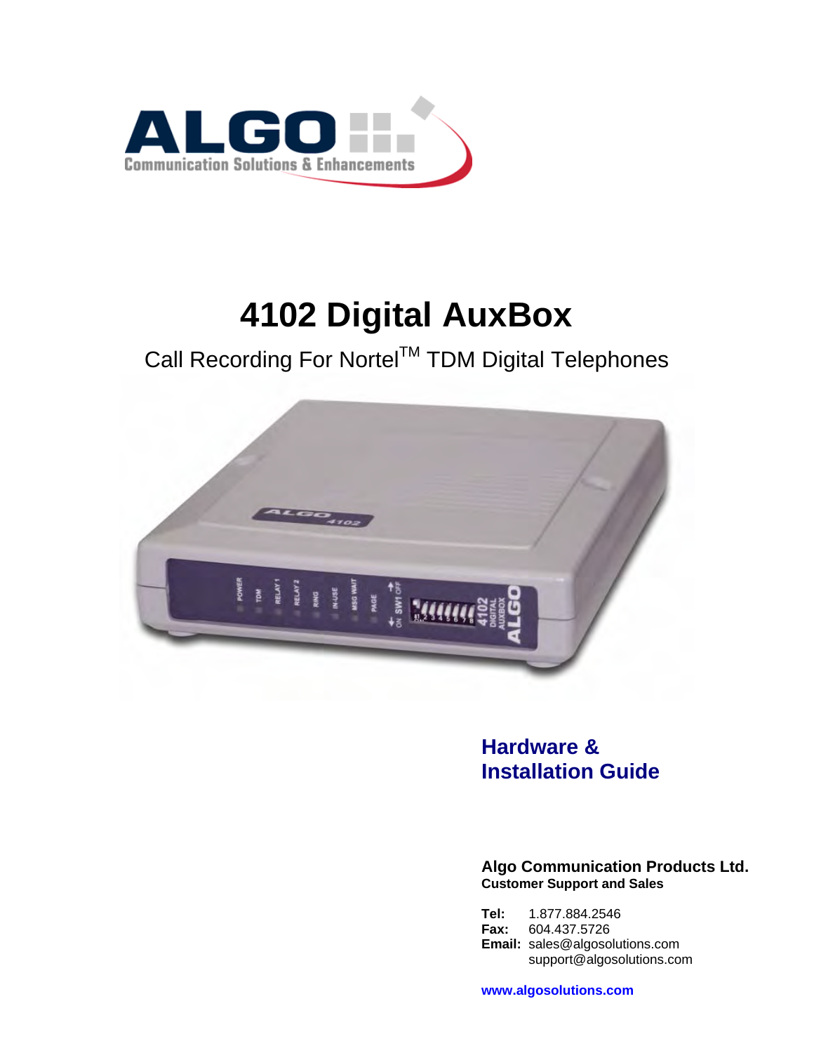# 4102 Digital AuxBox

Call Recording For Nortel™ TDM Digital Telephones

## Hardware & Installation Guide

**Algo Communication Products Ltd.**
**Customer Support and Sales**

**Tel:** 1.877.884.2546
**Fax:** 604.437.5726
**Email:** sales@algosolutions.com
support@algosolutions.com

**www.algosolutions.com**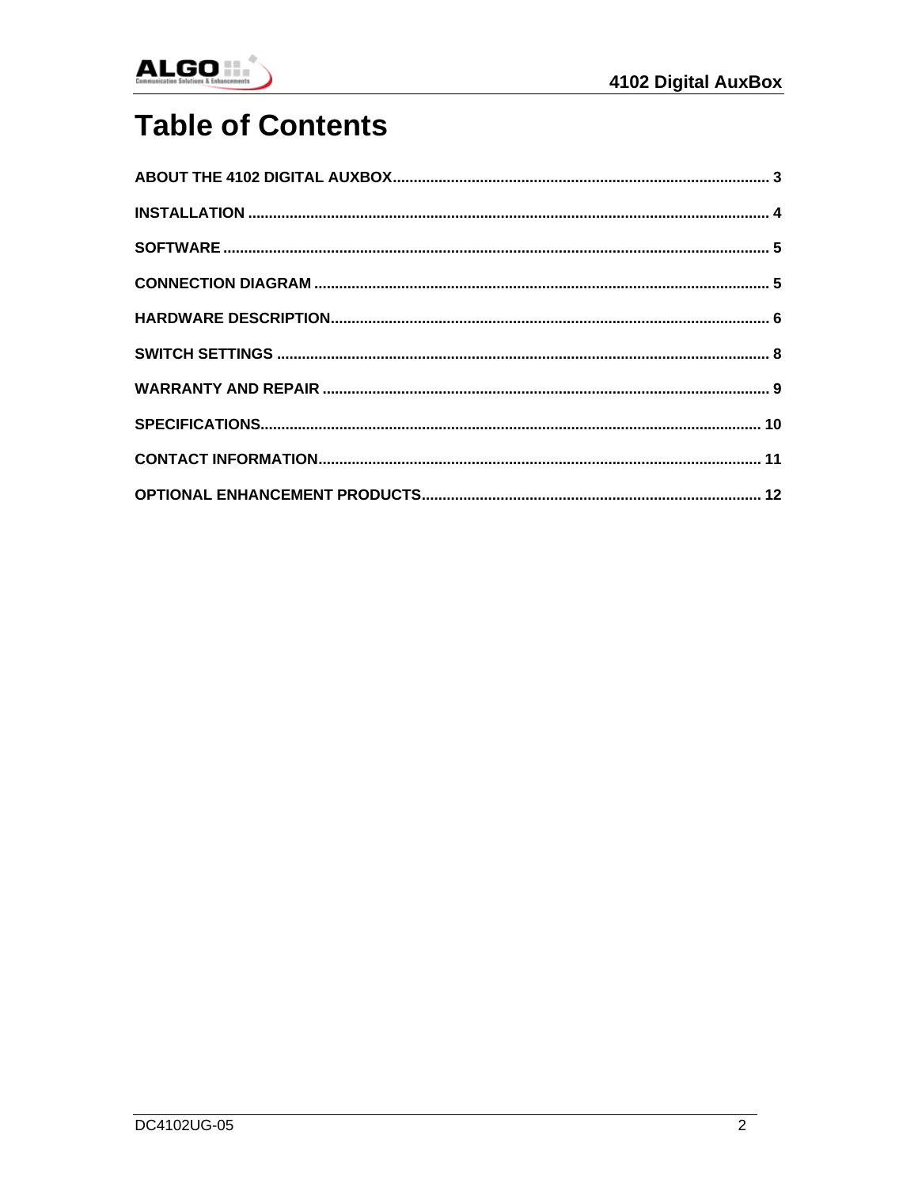# Table of Contents

ABOUT THE 4102 DIGITAL AUXBOX .......... 3

INSTALLATION .......... 4

SOFTWARE .......... 5

CONNECTION DIAGRAM .......... 5

HARDWARE DESCRIPTION .......... 6

SWITCH SETTINGS .......... 8

WARRANTY AND REPAIR .......... 9

SPECIFICATIONS .......... 10

CONTACT INFORMATION .......... 11

OPTIONAL ENHANCEMENT PRODUCTS .......... 12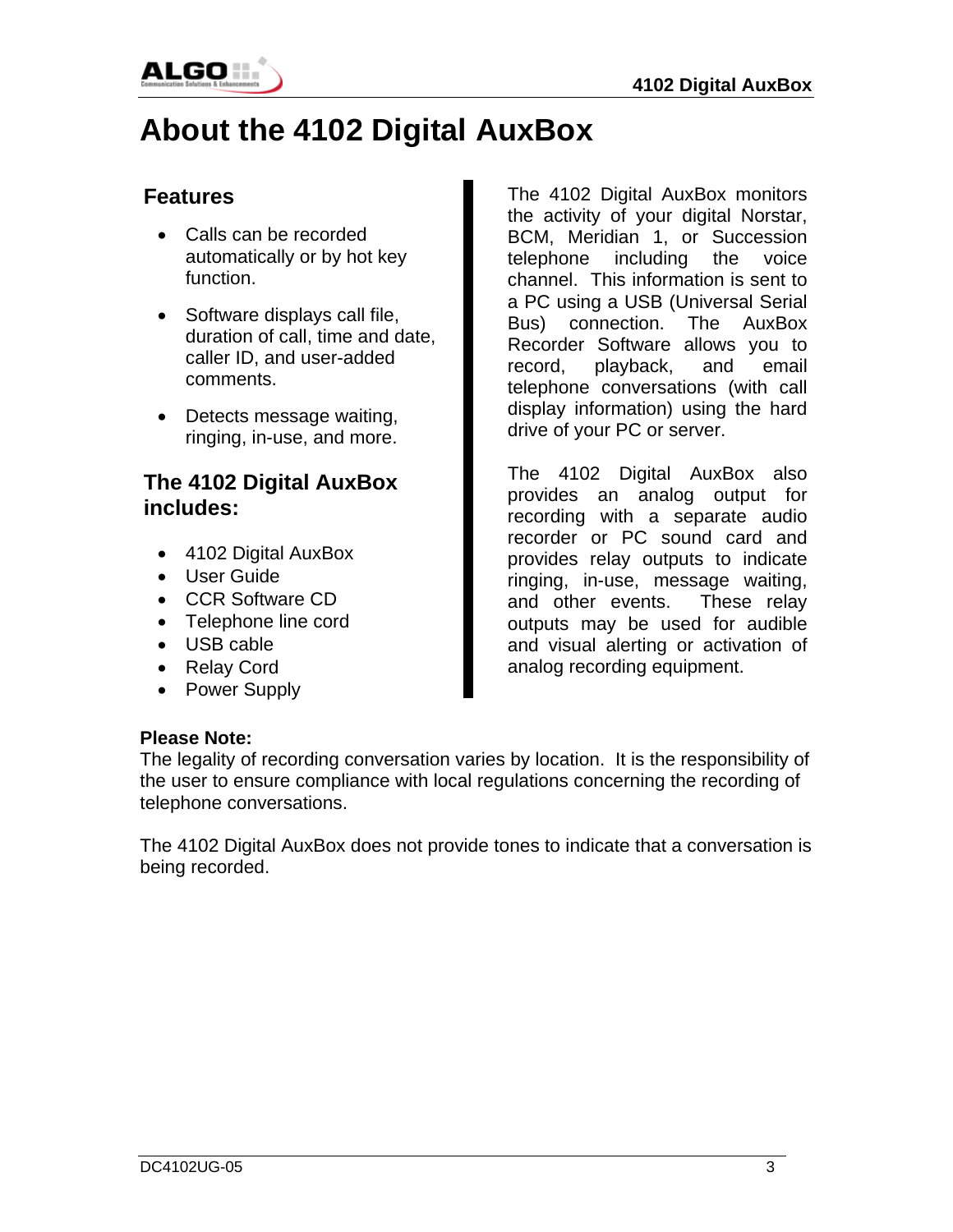# About the 4102 Digital AuxBox

## Features

- Calls can be recorded automatically or by hot key function.
- Software displays call file, duration of call, time and date, caller ID, and user-added comments.
- Detects message waiting, ringing, in-use, and more.

## The 4102 Digital AuxBox includes:

- 4102 Digital AuxBox
- User Guide
- CCR Software CD
- Telephone line cord
- USB cable
- Relay Cord
- Power Supply

The 4102 Digital AuxBox monitors the activity of your digital Norstar, BCM, Meridian 1, or Succession telephone including the voice channel. This information is sent to a PC using a USB (Universal Serial Bus) connection. The AuxBox Recorder Software allows you to record, playback, and email telephone conversations (with call display information) using the hard drive of your PC or server.

The 4102 Digital AuxBox also provides an analog output for recording with a separate audio recorder or PC sound card and provides relay outputs to indicate ringing, in-use, message waiting, and other events. These relay outputs may be used for audible and visual alerting or activation of analog recording equipment.

**Please Note:**
The legality of recording conversation varies by location. It is the responsibility of the user to ensure compliance with local regulations concerning the recording of telephone conversations.

The 4102 Digital AuxBox does not provide tones to indicate that a conversation is being recorded.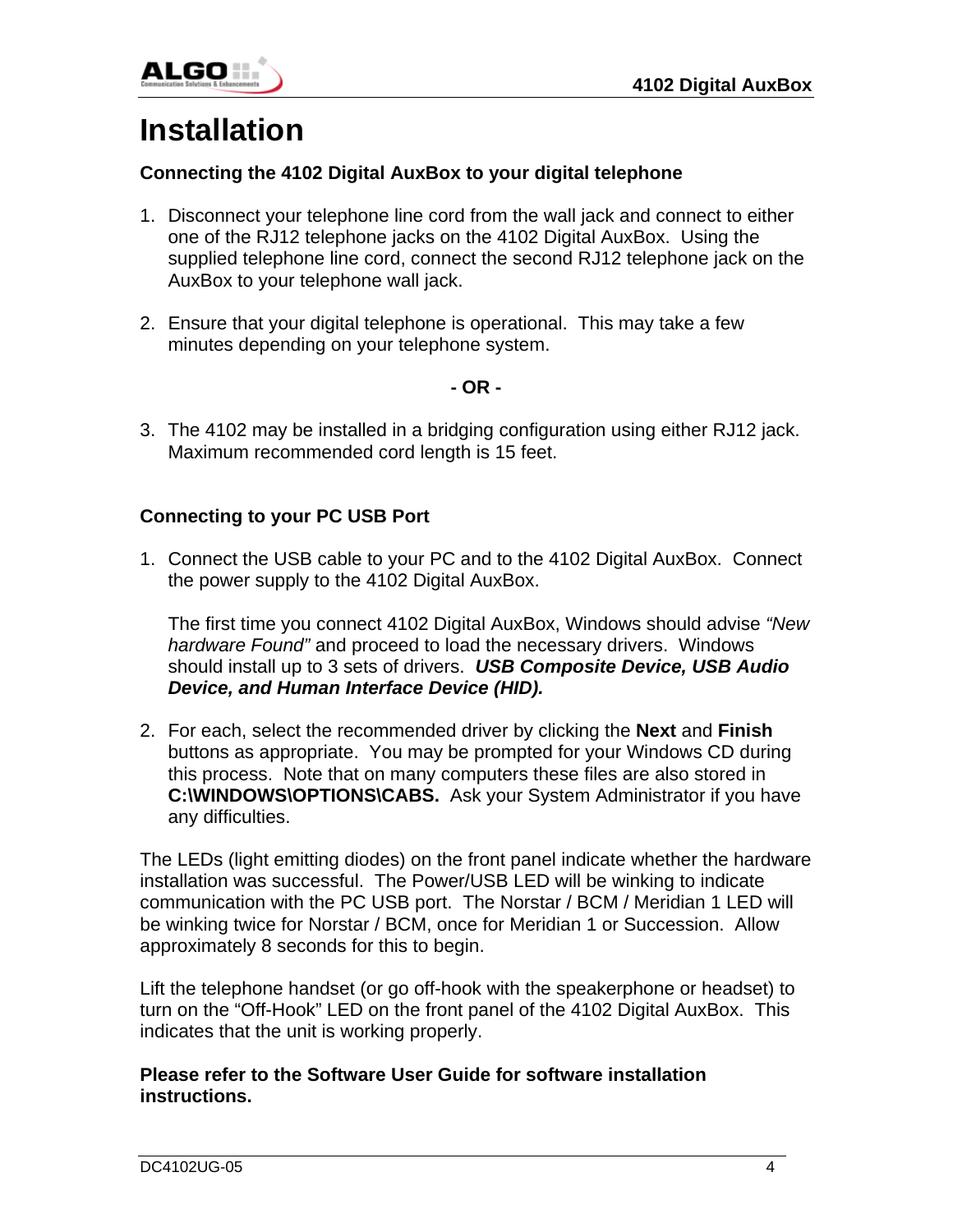# Installation

**Connecting the 4102 Digital AuxBox to your digital telephone**

1. Disconnect your telephone line cord from the wall jack and connect to either one of the RJ12 telephone jacks on the 4102 Digital AuxBox. Using the supplied telephone line cord, connect the second RJ12 telephone jack on the AuxBox to your telephone wall jack.

2. Ensure that your digital telephone is operational. This may take a few minutes depending on your telephone system.

**- OR -**

3. The 4102 may be installed in a bridging configuration using either RJ12 jack. Maximum recommended cord length is 15 feet.

**Connecting to your PC USB Port**

1. Connect the USB cable to your PC and to the 4102 Digital AuxBox. Connect the power supply to the 4102 Digital AuxBox.

   The first time you connect 4102 Digital AuxBox, Windows should advise *"New hardware Found"* and proceed to load the necessary drivers. Windows should install up to 3 sets of drivers. ***USB Composite Device, USB Audio Device, and Human Interface Device (HID).***

2. For each, select the recommended driver by clicking the **Next** and **Finish** buttons as appropriate. You may be prompted for your Windows CD during this process. Note that on many computers these files are also stored in **C:\WINDOWS\OPTIONS\CABS.** Ask your System Administrator if you have any difficulties.

The LEDs (light emitting diodes) on the front panel indicate whether the hardware installation was successful. The Power/USB LED will be winking to indicate communication with the PC USB port. The Norstar / BCM / Meridian 1 LED will be winking twice for Norstar / BCM, once for Meridian 1 or Succession. Allow approximately 8 seconds for this to begin.

Lift the telephone handset (or go off-hook with the speakerphone or headset) to turn on the "Off-Hook" LED on the front panel of the 4102 Digital AuxBox. This indicates that the unit is working properly.

**Please refer to the Software User Guide for software installation instructions.**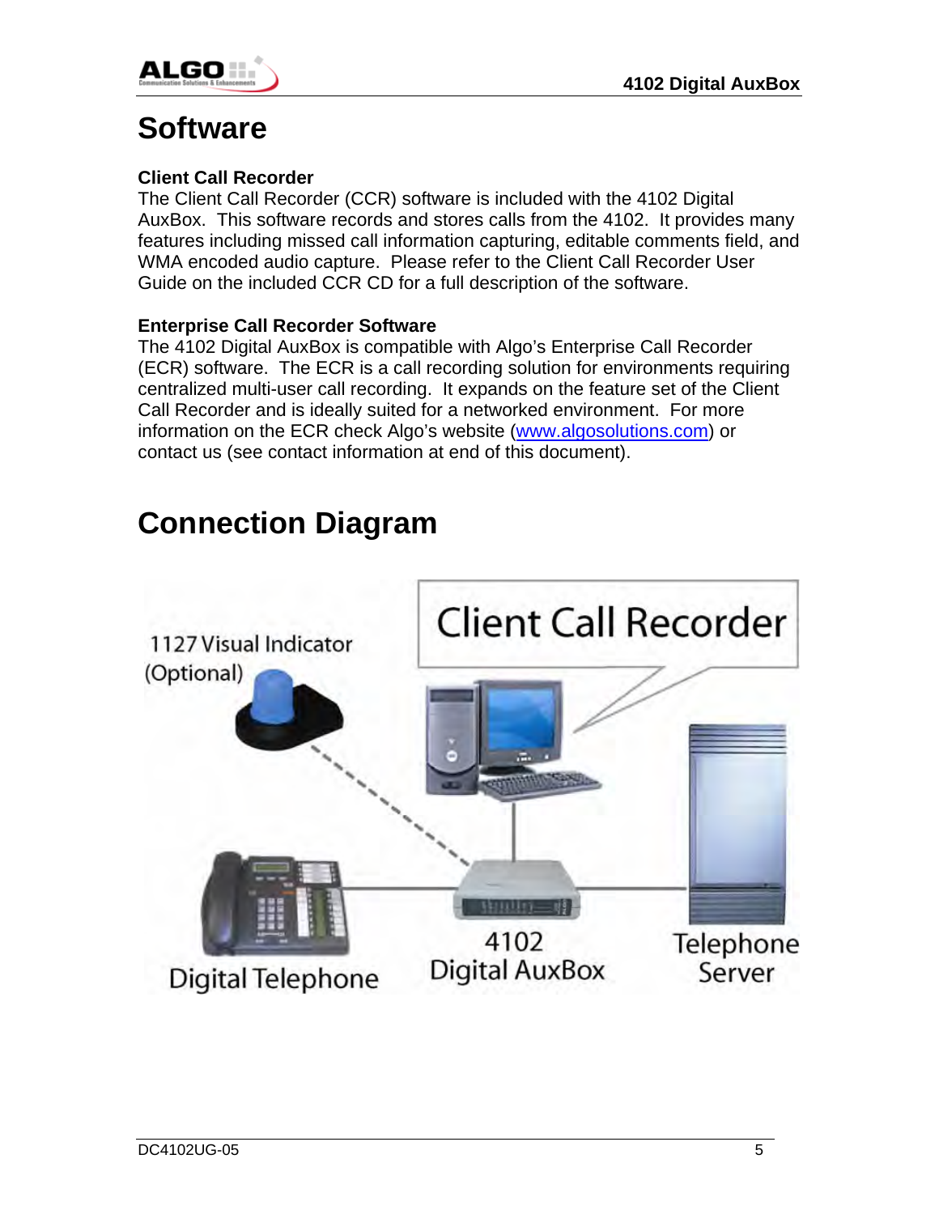# Software

**Client Call Recorder**
The Client Call Recorder (CCR) software is included with the 4102 Digital AuxBox. This software records and stores calls from the 4102. It provides many features including missed call information capturing, editable comments field, and WMA encoded audio capture. Please refer to the Client Call Recorder User Guide on the included CCR CD for a full description of the software.

**Enterprise Call Recorder Software**
The 4102 Digital AuxBox is compatible with Algo's Enterprise Call Recorder (ECR) software. The ECR is a call recording solution for environments requiring centralized multi-user call recording. It expands on the feature set of the Client Call Recorder and is ideally suited for a networked environment. For more information on the ECR check Algo's website (www.algosolutions.com) or contact us (see contact information at end of this document).

# Connection Diagram

Client Call Recorder

1127 Visual Indicator (Optional)

Digital Telephone

4102 Digital AuxBox

Telephone Server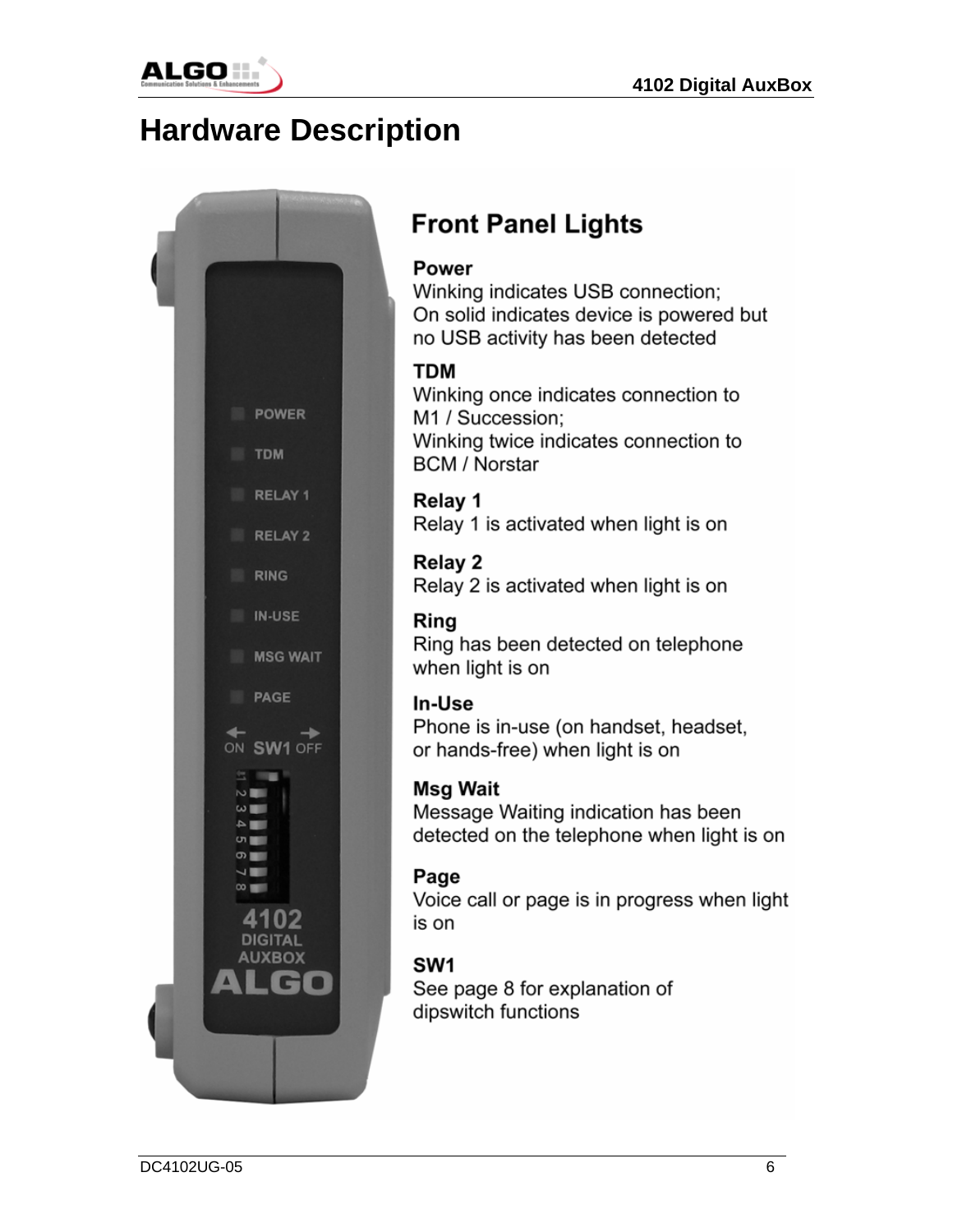# Hardware Description

## Front Panel Lights

**Power**
Winking indicates USB connection;
On solid indicates device is powered but no USB activity has been detected

**TDM**
Winking once indicates connection to M1 / Succession;
Winking twice indicates connection to BCM / Norstar

**Relay 1**
Relay 1 is activated when light is on

**Relay 2**
Relay 2 is activated when light is on

**Ring**
Ring has been detected on telephone when light is on

**In-Use**
Phone is in-use (on handset, headset, or hands-free) when light is on

**Msg Wait**
Message Waiting indication has been detected on the telephone when light is on

**Page**
Voice call or page is in progress when light is on

**SW1**
See page 8 for explanation of dipswitch functions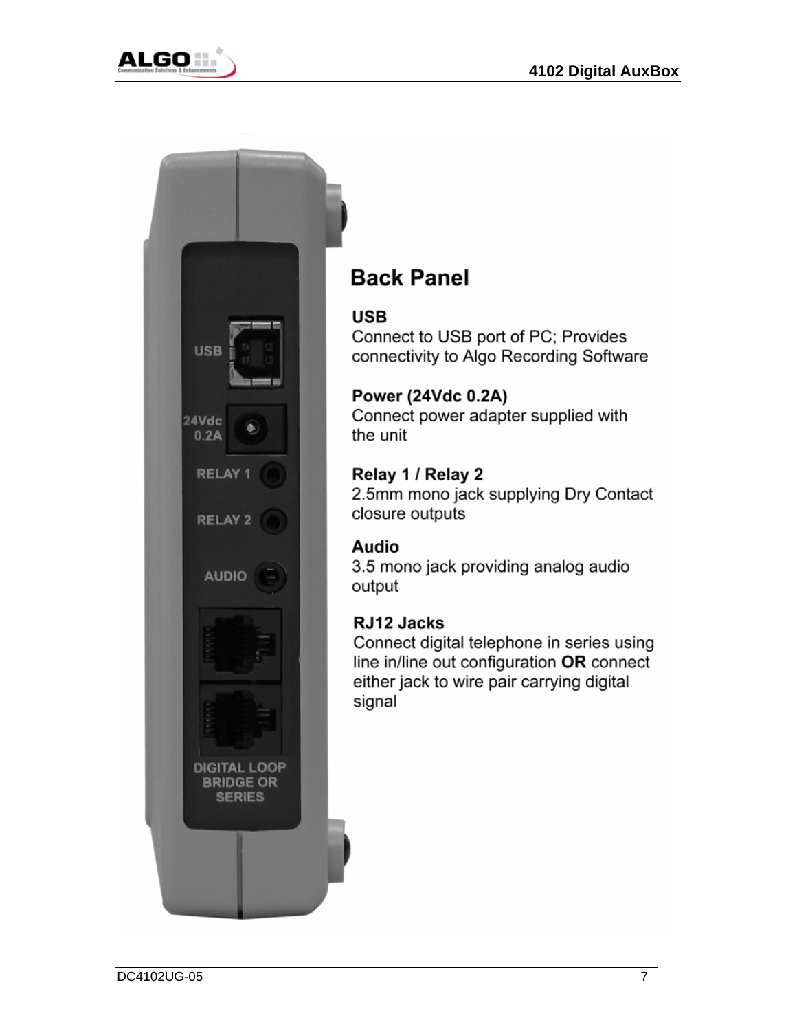## Back Panel

### USB

Connect to USB port of PC; Provides connectivity to Algo Recording Software

### Power (24Vdc 0.2A)

Connect power adapter supplied with the unit

### Relay 1 / Relay 2

2.5mm mono jack supplying Dry Contact closure outputs

### Audio

3.5 mono jack providing analog audio output

### RJ12 Jacks

Connect digital telephone in series using line in/line out configuration **OR** connect either jack to wire pair carrying digital signal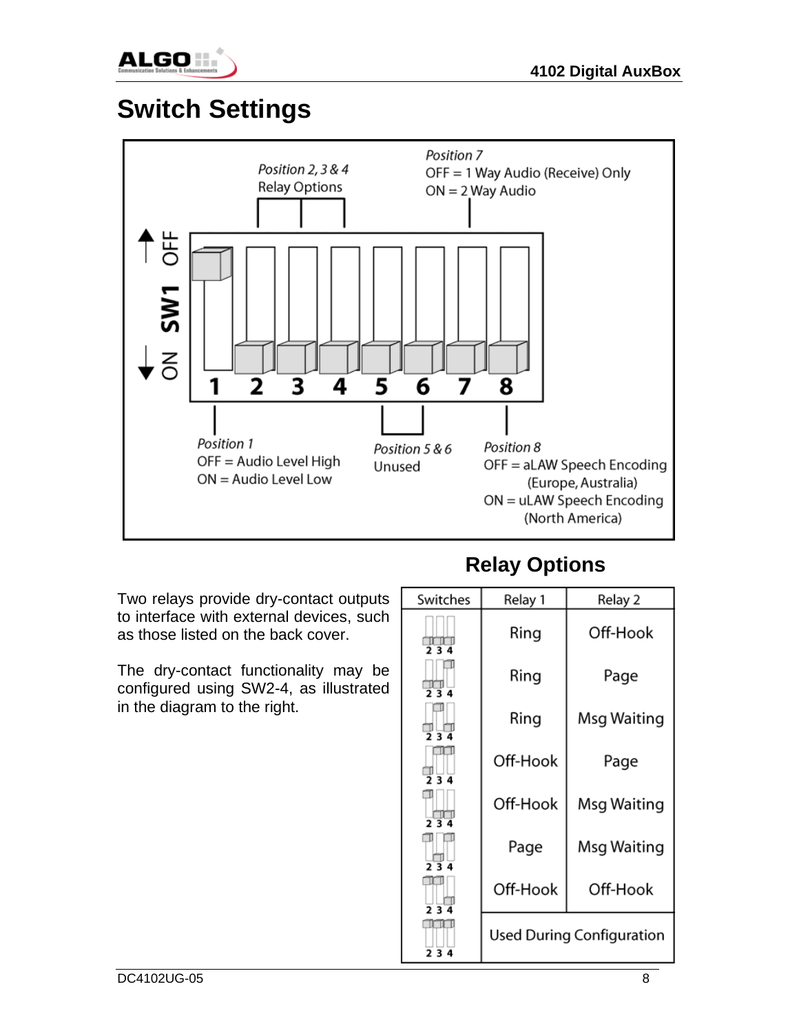# Switch Settings

Position 2, 3 & 4
Relay Options

Position 7
OFF = 1 Way Audio (Receive) Only
ON = 2 Way Audio

OFF
SW1
ON

1 2 3 4 5 6 7 8

Position 1
OFF = Audio Level High
ON = Audio Level Low

Position 5 & 6
Unused

Position 8
OFF = aLAW Speech Encoding (Europe, Australia)
ON = uLAW Speech Encoding (North America)

## Relay Options

Two relays provide dry-contact outputs to interface with external devices, such as those listed on the back cover.

The dry-contact functionality may be configured using SW2-4, as illustrated in the diagram to the right.

| Switches (2 3 4) | Relay 1 | Relay 2 |
|---|---|---|
| ON ON ON | Ring | Off-Hook |
| ON ON OFF | Ring | Page |
| ON OFF ON | Ring | Msg Waiting |
| ON OFF OFF | Off-Hook | Page |
| OFF ON ON | Off-Hook | Msg Waiting |
| OFF ON OFF | Page | Msg Waiting |
| OFF OFF ON | Off-Hook | Off-Hook |
| OFF OFF OFF | Used During Configuration | |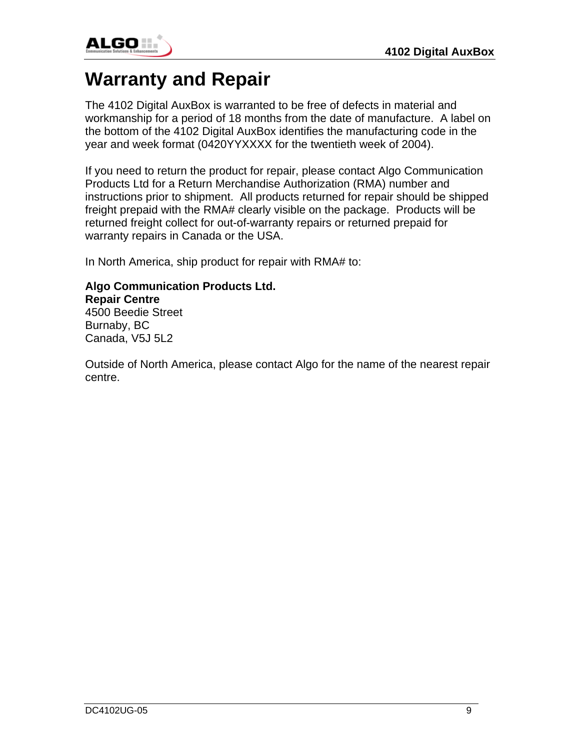# Warranty and Repair

The 4102 Digital AuxBox is warranted to be free of defects in material and workmanship for a period of 18 months from the date of manufacture. A label on the bottom of the 4102 Digital AuxBox identifies the manufacturing code in the year and week format (0420YYXXXX for the twentieth week of 2004).

If you need to return the product for repair, please contact Algo Communication Products Ltd for a Return Merchandise Authorization (RMA) number and instructions prior to shipment. All products returned for repair should be shipped freight prepaid with the RMA# clearly visible on the package. Products will be returned freight collect for out-of-warranty repairs or returned prepaid for warranty repairs in Canada or the USA.

In North America, ship product for repair with RMA# to:

**Algo Communication Products Ltd.**
**Repair Centre**
4500 Beedie Street
Burnaby, BC
Canada, V5J 5L2

Outside of North America, please contact Algo for the name of the nearest repair centre.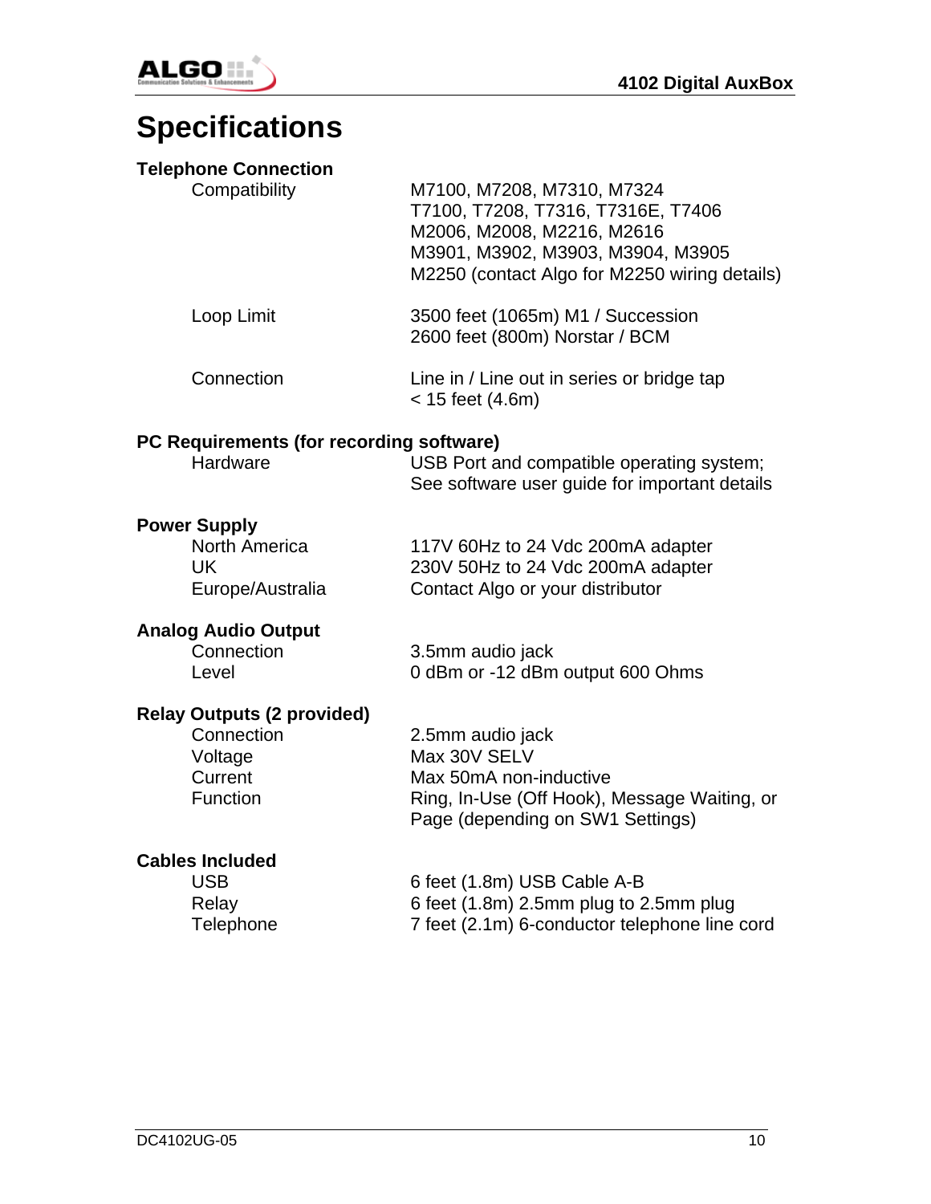# Specifications

**Telephone Connection**

| | |
|---|---|
| Compatibility | M7100, M7208, M7310, M7324<br>T7100, T7208, T7316, T7316E, T7406<br>M2006, M2008, M2216, M2616<br>M3901, M3902, M3903, M3904, M3905<br>M2250 (contact Algo for M2250 wiring details) |
| Loop Limit | 3500 feet (1065m) M1 / Succession<br>2600 feet (800m) Norstar / BCM |
| Connection | Line in / Line out in series or bridge tap<br>< 15 feet (4.6m) |

**PC Requirements (for recording software)**

| | |
|---|---|
| Hardware | USB Port and compatible operating system;<br>See software user guide for important details |

**Power Supply**

| | |
|---|---|
| North America | 117V 60Hz to 24 Vdc 200mA adapter |
| UK | 230V 50Hz to 24 Vdc 200mA adapter |
| Europe/Australia | Contact Algo or your distributor |

**Analog Audio Output**

| | |
|---|---|
| Connection | 3.5mm audio jack |
| Level | 0 dBm or -12 dBm output 600 Ohms |

**Relay Outputs (2 provided)**

| | |
|---|---|
| Connection | 2.5mm audio jack |
| Voltage | Max 30V SELV |
| Current | Max 50mA non-inductive |
| Function | Ring, In-Use (Off Hook), Message Waiting, or<br>Page (depending on SW1 Settings) |

**Cables Included**

| | |
|---|---|
| USB | 6 feet (1.8m) USB Cable A-B |
| Relay | 6 feet (1.8m) 2.5mm plug to 2.5mm plug |
| Telephone | 7 feet (2.1m) 6-conductor telephone line cord |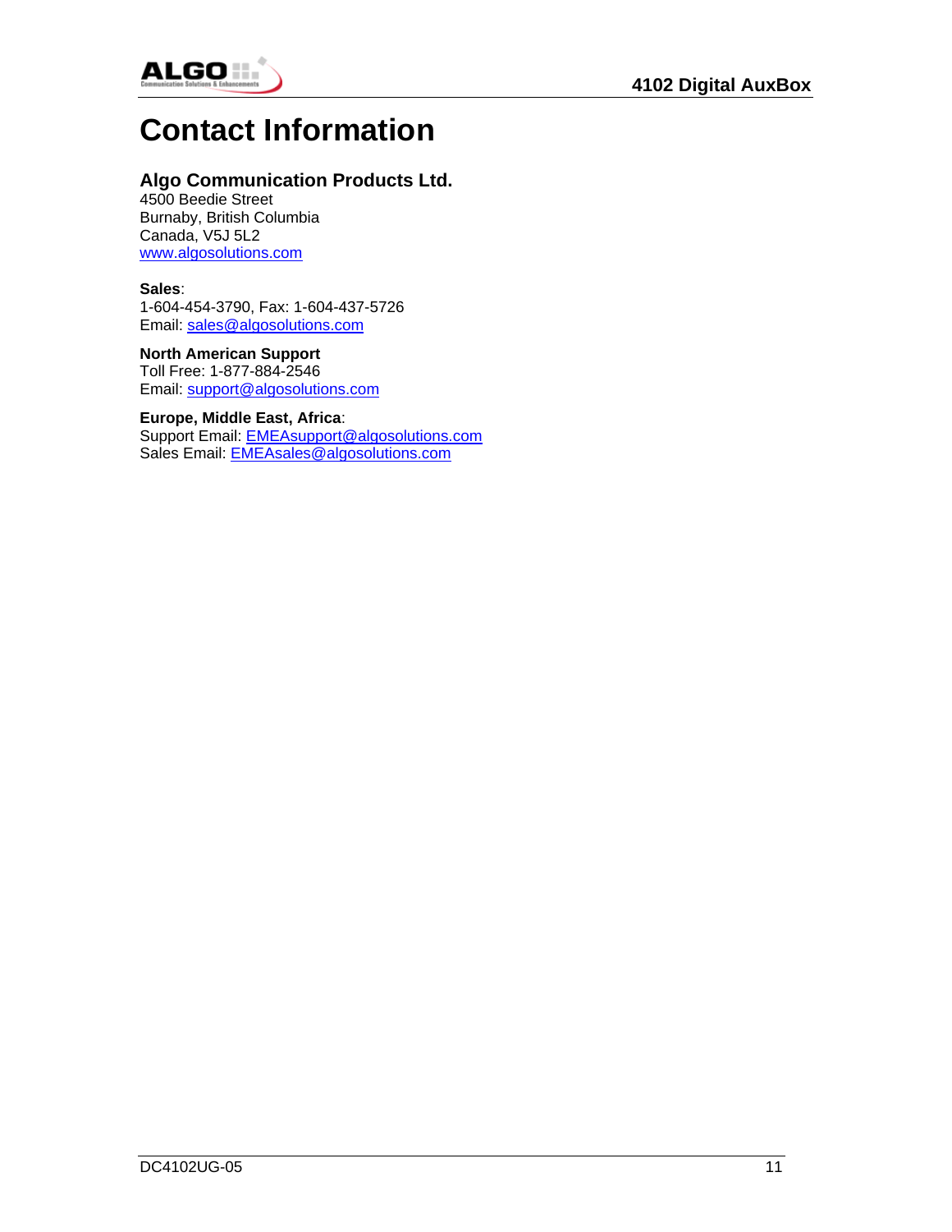# Contact Information

### Algo Communication Products Ltd.

4500 Beedie Street
Burnaby, British Columbia
Canada, V5J 5L2
www.algosolutions.com

**Sales**:
1-604-454-3790, Fax: 1-604-437-5726
Email: sales@algosolutions.com

**North American Support**
Toll Free: 1-877-884-2546
Email: support@algosolutions.com

**Europe, Middle East, Africa**:
Support Email: EMEAsupport@algosolutions.com
Sales Email: EMEAsales@algosolutions.com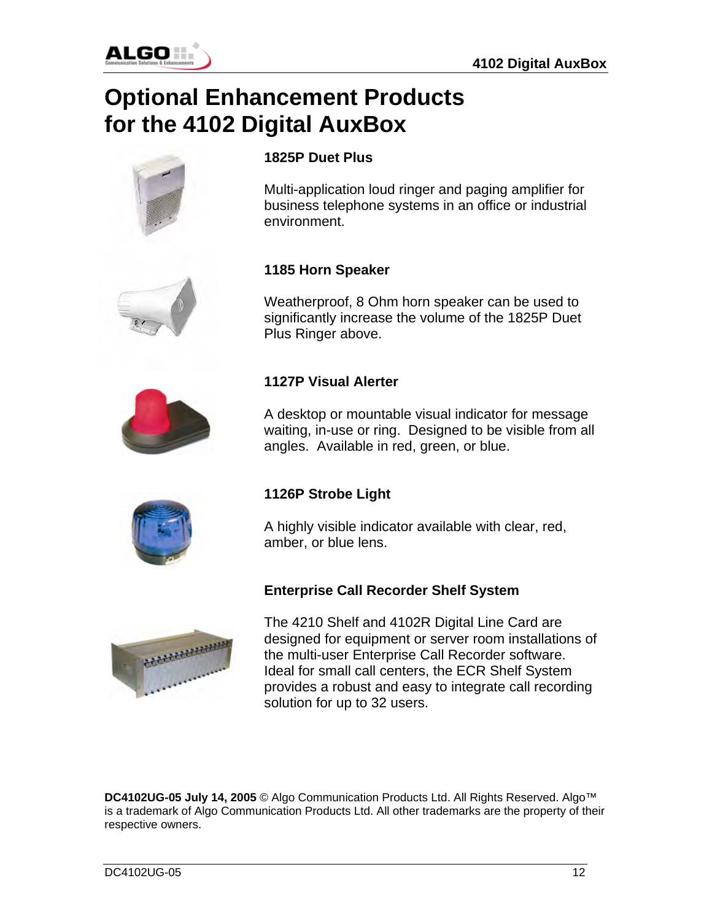# Optional Enhancement Products for the 4102 Digital AuxBox

**1825P Duet Plus**

Multi-application loud ringer and paging amplifier for business telephone systems in an office or industrial environment.

**1185 Horn Speaker**

Weatherproof, 8 Ohm horn speaker can be used to significantly increase the volume of the 1825P Duet Plus Ringer above.

**1127P Visual Alerter**

A desktop or mountable visual indicator for message waiting, in-use or ring. Designed to be visible from all angles. Available in red, green, or blue.

**1126P Strobe Light**

A highly visible indicator available with clear, red, amber, or blue lens.

**Enterprise Call Recorder Shelf System**

The 4210 Shelf and 4102R Digital Line Card are designed for equipment or server room installations of the multi-user Enterprise Call Recorder software. Ideal for small call centers, the ECR Shelf System provides a robust and easy to integrate call recording solution for up to 32 users.

**DC4102UG-05 July 14, 2005** © Algo Communication Products Ltd. All Rights Reserved. Algo™ is a trademark of Algo Communication Products Ltd. All other trademarks are the property of their respective owners.